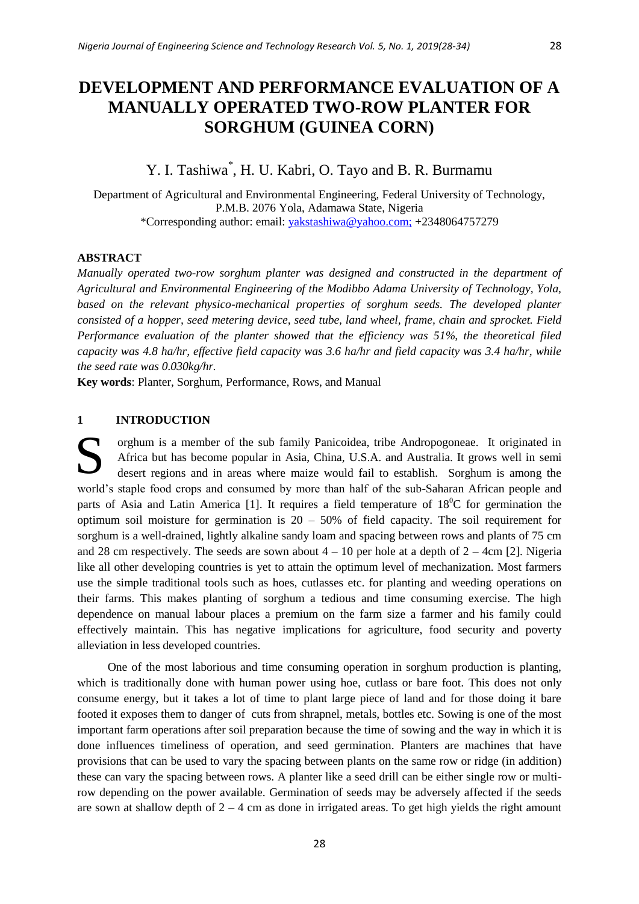# DEVELOPMENT AND PERFORMANCE EVALUATION OF A MANUALLY OPERATED TWO-ROW PLANTER FOR SORGHUM (GUINEA CORN)

Y. I. Tashiwa*, H. U. Kabri, O. Tayo and B. R. Burmamu

Department of Agricultural and Environmental Engineering, Federal University of Technology, P.M.B. 2076 Yola, Adamawa State, Nigeria

*Corresponding author: email: yakstashiwa@yahoo.com; +2348064757279

## ABSTRACT

*Manually operated two-row sorghum planter was designed and constructed in the department of Agricultural and Environmental Engineering of the Modibbo Adama University of Technology, Yola, based on the relevant physico-mechanical properties of sorghum seeds. The developed planter consisted of a hopper, seed metering device, seed tube, land wheel, frame, chain and sprocket. Field Performance evaluation of the planter showed that the efficiency was 51%, the theoretical filed capacity was 4.8 ha/hr, effective field capacity was 3.6 ha/hr and field capacity was 3.4 ha/hr, while the seed rate was 0.030kg/hr.*

**Key words**: Planter, Sorghum, Performance, Rows, and Manual

## 1 INTRODUCTION

Sorghum is a member of the sub family Panicoidea, tribe Andropogoneae. It originated in Africa but has become popular in Asia, China, U.S.A. and Australia. It grows well in semi desert regions and in areas where maize would fail to establish. Sorghum is among the world's staple food crops and consumed by more than half of the sub-Saharan African people and parts of Asia and Latin America [1]. It requires a field temperature of $18^0$C for germination the optimum soil moisture for germination is 20 – 50% of field capacity. The soil requirement for sorghum is a well-drained, lightly alkaline sandy loam and spacing between rows and plants of 75 cm and 28 cm respectively. The seeds are sown about 4 – 10 per hole at a depth of 2 – 4cm [2]. Nigeria like all other developing countries is yet to attain the optimum level of mechanization. Most farmers use the simple traditional tools such as hoes, cutlasses etc. for planting and weeding operations on their farms. This makes planting of sorghum a tedious and time consuming exercise. The high dependence on manual labour places a premium on the farm size a farmer and his family could effectively maintain. This has negative implications for agriculture, food security and poverty alleviation in less developed countries.

One of the most laborious and time consuming operation in sorghum production is planting, which is traditionally done with human power using hoe, cutlass or bare foot. This does not only consume energy, but it takes a lot of time to plant large piece of land and for those doing it bare footed it exposes them to danger of cuts from shrapnel, metals, bottles etc. Sowing is one of the most important farm operations after soil preparation because the time of sowing and the way in which it is done influences timeliness of operation, and seed germination. Planters are machines that have provisions that can be used to vary the spacing between plants on the same row or ridge (in addition) these can vary the spacing between rows. A planter like a seed drill can be either single row or multi-row depending on the power available. Germination of seeds may be adversely affected if the seeds are sown at shallow depth of 2 – 4 cm as done in irrigated areas. To get high yields the right amount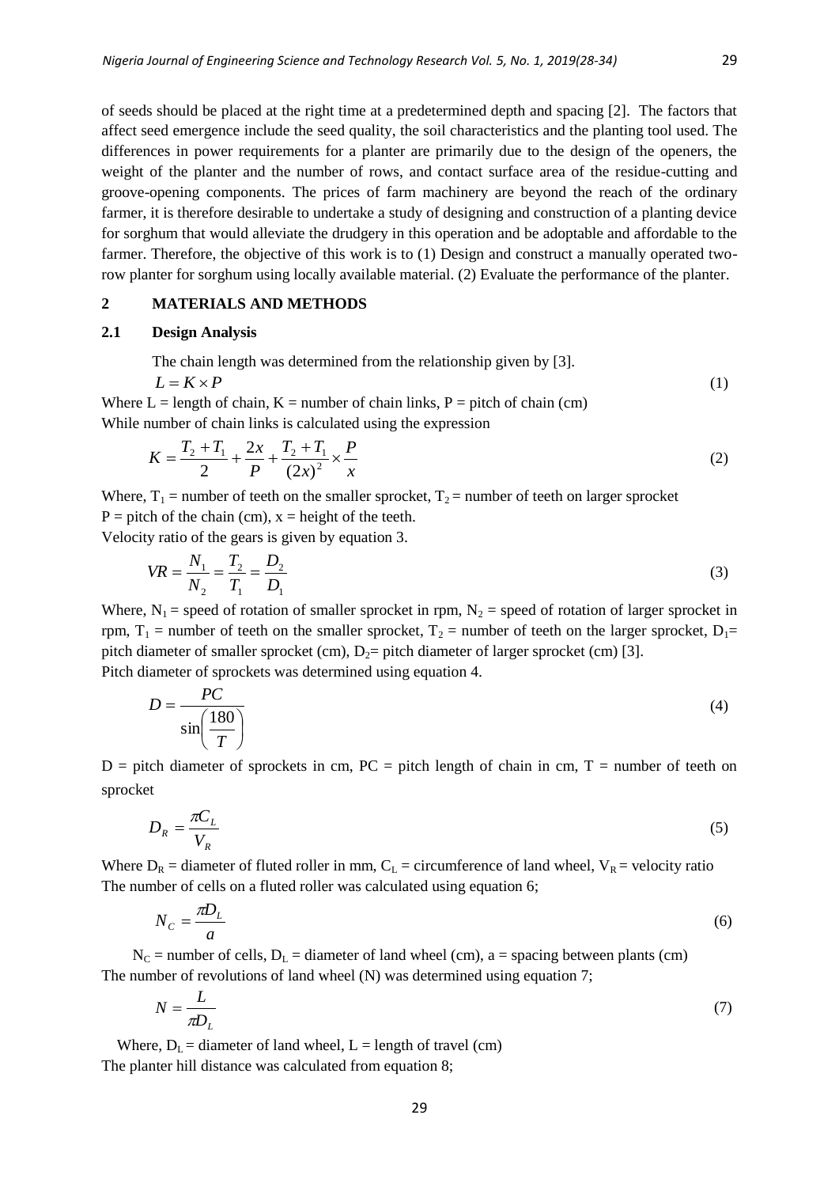of seeds should be placed at the right time at a predetermined depth and spacing [2]. The factors that affect seed emergence include the seed quality, the soil characteristics and the planting tool used. The differences in power requirements for a planter are primarily due to the design of the openers, the weight of the planter and the number of rows, and contact surface area of the residue-cutting and groove-opening components. The prices of farm machinery are beyond the reach of the ordinary farmer, it is therefore desirable to undertake a study of designing and construction of a planting device for sorghum that would alleviate the drudgery in this operation and be adoptable and affordable to the farmer. Therefore, the objective of this work is to (1) Design and construct a manually operated two-row planter for sorghum using locally available material. (2) Evaluate the performance of the planter.

## 2 MATERIALS AND METHODS

### 2.1 Design Analysis

The chain length was determined from the relationship given by [3].

$$L = K \times P \tag{1}$$

Where L = length of chain, K = number of chain links, P = pitch of chain (cm)
While number of chain links is calculated using the expression

$$K = \frac{T_2 + T_1}{2} + \frac{2x}{P} + \frac{T_2 + T_1}{(2x)^2} \times \frac{P}{x} \tag{2}$$

Where, $T_1$ = number of teeth on the smaller sprocket, $T_2$ = number of teeth on larger sprocket
P = pitch of the chain (cm), x = height of the teeth.
Velocity ratio of the gears is given by equation 3.

$$VR = \frac{N_1}{N_2} = \frac{T_2}{T_1} = \frac{D_2}{D_1} \tag{3}$$

Where, $N_1$ = speed of rotation of smaller sprocket in rpm, $N_2$ = speed of rotation of larger sprocket in rpm, $T_1$ = number of teeth on the smaller sprocket, $T_2$ = number of teeth on the larger sprocket, $D_1$= pitch diameter of smaller sprocket (cm), $D_2$= pitch diameter of larger sprocket (cm) [3].
Pitch diameter of sprockets was determined using equation 4.

$$D = \frac{PC}{\sin\left(\frac{180}{T}\right)} \tag{4}$$

D = pitch diameter of sprockets in cm, PC = pitch length of chain in cm, T = number of teeth on sprocket

$$D_R = \frac{\pi C_L}{V_R} \tag{5}$$

Where $D_R$ = diameter of fluted roller in mm, $C_L$ = circumference of land wheel, $V_R$ = velocity ratio
The number of cells on a fluted roller was calculated using equation 6;

$$N_C = \frac{\pi D_L}{a} \tag{6}$$

$N_C$ = number of cells, $D_L$ = diameter of land wheel (cm), a = spacing between plants (cm)
The number of revolutions of land wheel (N) was determined using equation 7;

$$N = \frac{L}{\pi D_L} \tag{7}$$

Where, $D_L$ = diameter of land wheel, L = length of travel (cm)
The planter hill distance was calculated from equation 8;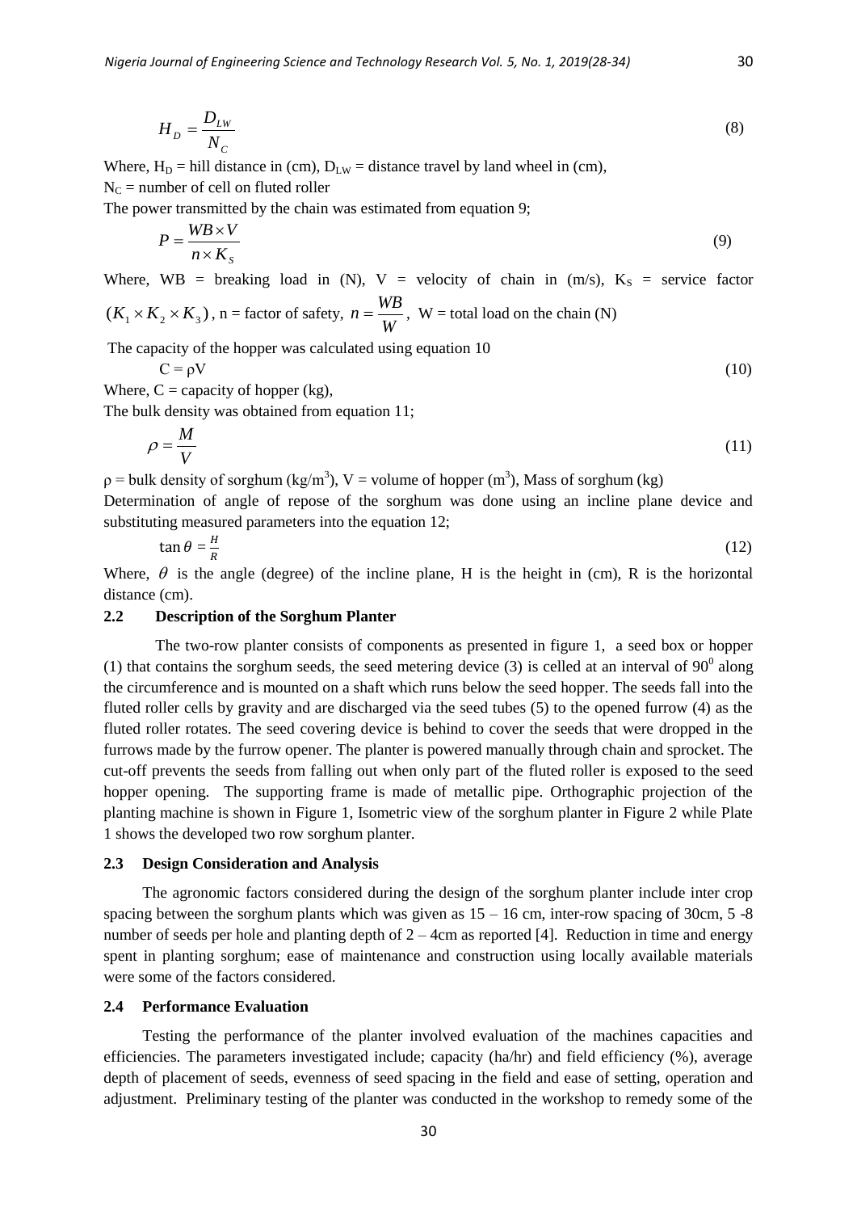$$H_D = \frac{D_{LW}}{N_C} \tag{8}$$

Where, $H_D$ = hill distance in (cm), $D_{LW}$ = distance travel by land wheel in (cm),
$N_C$ = number of cell on fluted roller

The power transmitted by the chain was estimated from equation 9;

$$P = \frac{WB \times V}{n \times K_S} \tag{9}$$

Where, WB = breaking load in (N), V = velocity of chain in (m/s), $K_S$ = service factor $(K_1 \times K_2 \times K_3)$, n = factor of safety, $n = \frac{WB}{W}$, W = total load on the chain (N)

The capacity of the hopper was calculated using equation 10

$$C = \rho V \tag{10}$$

Where, C = capacity of hopper (kg),

The bulk density was obtained from equation 11;

$$\rho = \frac{M}{V} \tag{11}$$

$\rho$ = bulk density of sorghum (kg/m$^3$), V = volume of hopper (m$^3$), Mass of sorghum (kg)

Determination of angle of repose of the sorghum was done using an incline plane device and substituting measured parameters into the equation 12;

$$\tan \theta = \frac{H}{R} \tag{12}$$

Where, $\theta$ is the angle (degree) of the incline plane, H is the height in (cm), R is the horizontal distance (cm).

## 2.2 Description of the Sorghum Planter

The two-row planter consists of components as presented in figure 1, a seed box or hopper (1) that contains the sorghum seeds, the seed metering device (3) is celled at an interval of $90^0$ along the circumference and is mounted on a shaft which runs below the seed hopper. The seeds fall into the fluted roller cells by gravity and are discharged via the seed tubes (5) to the opened furrow (4) as the fluted roller rotates. The seed covering device is behind to cover the seeds that were dropped in the furrows made by the furrow opener. The planter is powered manually through chain and sprocket. The cut-off prevents the seeds from falling out when only part of the fluted roller is exposed to the seed hopper opening. The supporting frame is made of metallic pipe. Orthographic projection of the planting machine is shown in Figure 1, Isometric view of the sorghum planter in Figure 2 while Plate 1 shows the developed two row sorghum planter.

## 2.3 Design Consideration and Analysis

The agronomic factors considered during the design of the sorghum planter include inter crop spacing between the sorghum plants which was given as 15 – 16 cm, inter-row spacing of 30cm, 5 -8 number of seeds per hole and planting depth of 2 – 4cm as reported [4]. Reduction in time and energy spent in planting sorghum; ease of maintenance and construction using locally available materials were some of the factors considered.

## 2.4 Performance Evaluation

Testing the performance of the planter involved evaluation of the machines capacities and efficiencies. The parameters investigated include; capacity (ha/hr) and field efficiency (%), average depth of placement of seeds, evenness of seed spacing in the field and ease of setting, operation and adjustment. Preliminary testing of the planter was conducted in the workshop to remedy some of the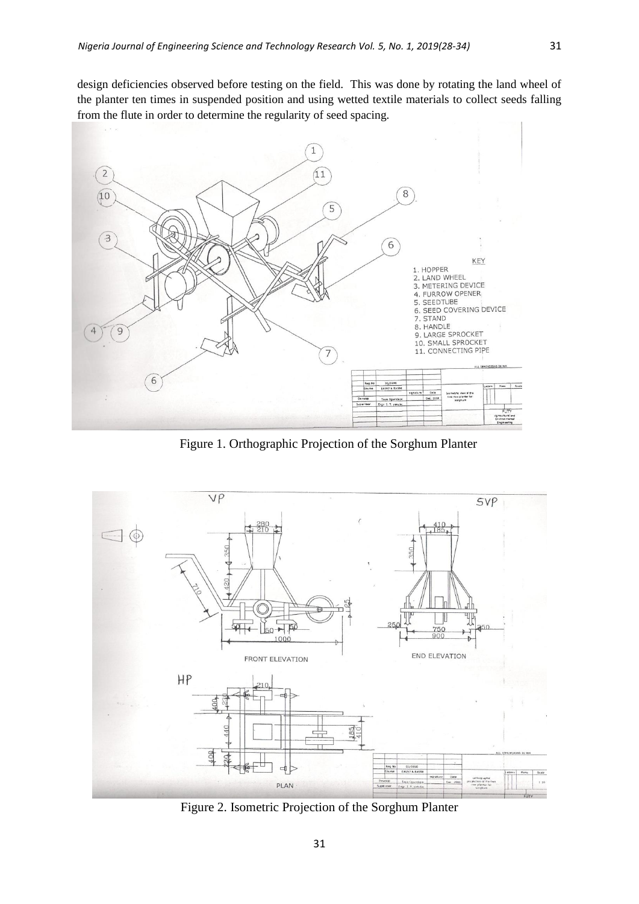design deficiencies observed before testing on the field. This was done by rotating the land wheel of the planter ten times in suspended position and using wetted textile materials to collect seeds falling from the flute in order to determine the regularity of seed spacing.

Figure 1. Orthographic Projection of the Sorghum Planter

Figure 2. Isometric Projection of the Sorghum Planter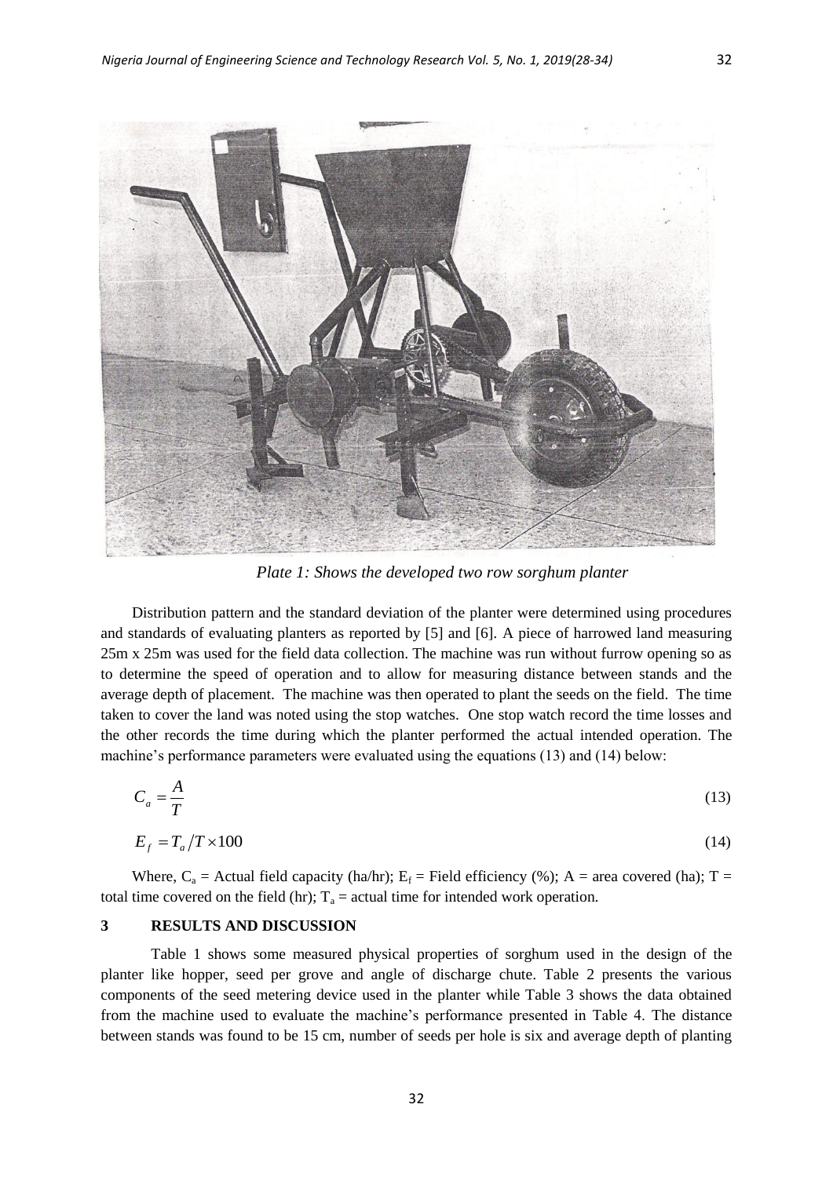*Plate 1: Shows the developed two row sorghum planter*

Distribution pattern and the standard deviation of the planter were determined using procedures and standards of evaluating planters as reported by [5] and [6]. A piece of harrowed land measuring 25m x 25m was used for the field data collection. The machine was run without furrow opening so as to determine the speed of operation and to allow for measuring distance between stands and the average depth of placement. The machine was then operated to plant the seeds on the field. The time taken to cover the land was noted using the stop watches. One stop watch record the time losses and the other records the time during which the planter performed the actual intended operation. The machine's performance parameters were evaluated using the equations (13) and (14) below:

$$C_a = \frac{A}{T} \tag{13}$$

$$E_f = T_a / T \times 100 \tag{14}$$

Where, $C_a$ = Actual field capacity (ha/hr); $E_f$ = Field efficiency (%); A = area covered (ha); T = total time covered on the field (hr); $T_a$ = actual time for intended work operation.

## 3 RESULTS AND DISCUSSION

Table 1 shows some measured physical properties of sorghum used in the design of the planter like hopper, seed per grove and angle of discharge chute. Table 2 presents the various components of the seed metering device used in the planter while Table 3 shows the data obtained from the machine used to evaluate the machine's performance presented in Table 4. The distance between stands was found to be 15 cm, number of seeds per hole is six and average depth of planting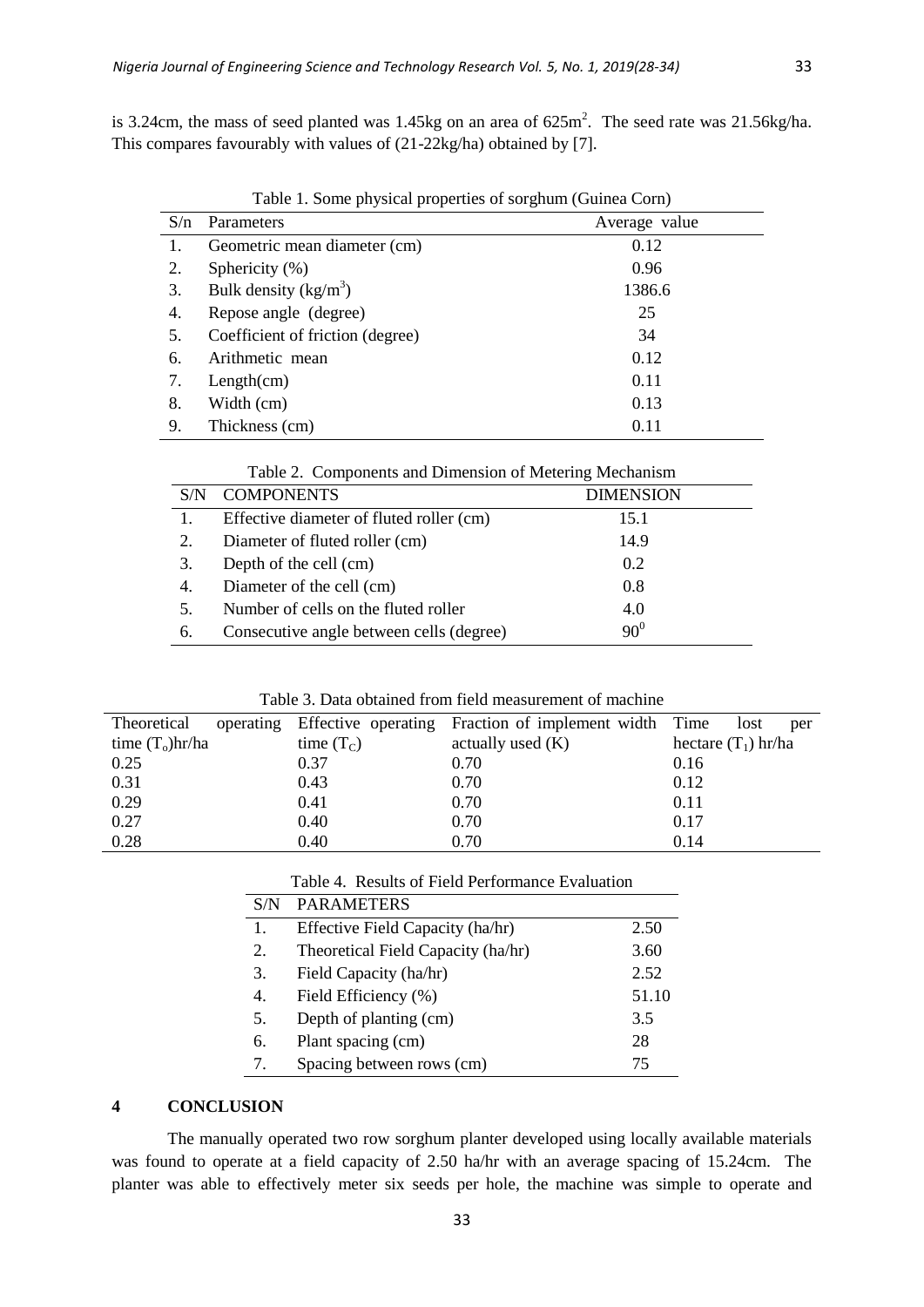is 3.24cm, the mass of seed planted was 1.45kg on an area of 625m$^2$. The seed rate was 21.56kg/ha. This compares favourably with values of (21-22kg/ha) obtained by [7].

Table 1. Some physical properties of sorghum (Guinea Corn)

| S/n | Parameters | Average value |
|---|---|---|
| 1. | Geometric mean diameter (cm) | 0.12 |
| 2. | Sphericity (%) | 0.96 |
| 3. | Bulk density (kg/m$^3$) | 1386.6 |
| 4. | Repose angle (degree) | 25 |
| 5. | Coefficient of friction (degree) | 34 |
| 6. | Arithmetic mean | 0.12 |
| 7. | Length(cm) | 0.11 |
| 8. | Width (cm) | 0.13 |
| 9. | Thickness (cm) | 0.11 |

Table 2. Components and Dimension of Metering Mechanism

| S/N | COMPONENTS | DIMENSION |
|---|---|---|
| 1. | Effective diameter of fluted roller (cm) | 15.1 |
| 2. | Diameter of fluted roller (cm) | 14.9 |
| 3. | Depth of the cell (cm) | 0.2 |
| 4. | Diameter of the cell (cm) | 0.8 |
| 5. | Number of cells on the fluted roller | 4.0 |
| 6. | Consecutive angle between cells (degree) | $90^0$ |

Table 3. Data obtained from field measurement of machine

| Theoretical operating time ($T_o$)hr/ha | Effective operating time ($T_C$) | Fraction of implement width actually used (K) | Time lost per hectare ($T_1$) hr/ha |
|---|---|---|---|
| 0.25 | 0.37 | 0.70 | 0.16 |
| 0.31 | 0.43 | 0.70 | 0.12 |
| 0.29 | 0.41 | 0.70 | 0.11 |
| 0.27 | 0.40 | 0.70 | 0.17 |
| 0.28 | 0.40 | 0.70 | 0.14 |

Table 4. Results of Field Performance Evaluation

| S/N | PARAMETERS | |
|---|---|---|
| 1. | Effective Field Capacity (ha/hr) | 2.50 |
| 2. | Theoretical Field Capacity (ha/hr) | 3.60 |
| 3. | Field Capacity (ha/hr) | 2.52 |
| 4. | Field Efficiency (%) | 51.10 |
| 5. | Depth of planting (cm) | 3.5 |
| 6. | Plant spacing (cm) | 28 |
| 7. | Spacing between rows (cm) | 75 |

## 4 CONCLUSION

The manually operated two row sorghum planter developed using locally available materials was found to operate at a field capacity of 2.50 ha/hr with an average spacing of 15.24cm. The planter was able to effectively meter six seeds per hole, the machine was simple to operate and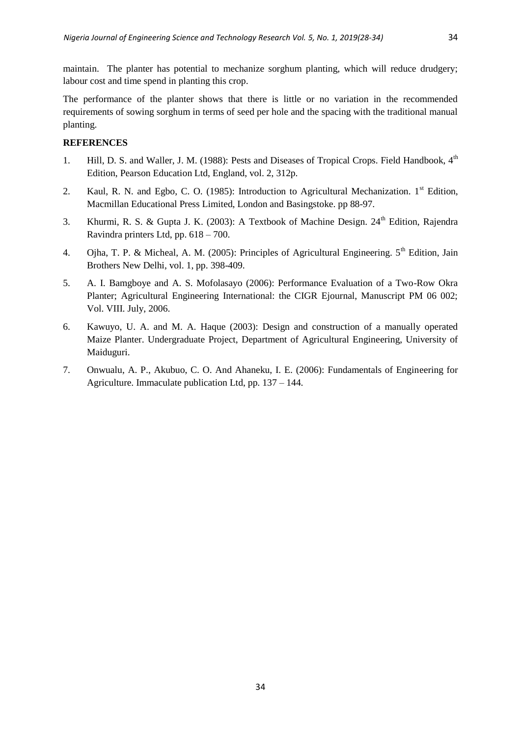maintain. The planter has potential to mechanize sorghum planting, which will reduce drudgery; labour cost and time spend in planting this crop.

The performance of the planter shows that there is little or no variation in the recommended requirements of sowing sorghum in terms of seed per hole and the spacing with the traditional manual planting.

## REFERENCES

1. Hill, D. S. and Waller, J. M. (1988): Pests and Diseases of Tropical Crops. Field Handbook, 4th Edition, Pearson Education Ltd, England, vol. 2, 312p.
2. Kaul, R. N. and Egbo, C. O. (1985): Introduction to Agricultural Mechanization. 1st Edition, Macmillan Educational Press Limited, London and Basingstoke. pp 88-97.
3. Khurmi, R. S. & Gupta J. K. (2003): A Textbook of Machine Design. 24th Edition, Rajendra Ravindra printers Ltd, pp. 618 – 700.
4. Ojha, T. P. & Micheal, A. M. (2005): Principles of Agricultural Engineering. 5th Edition, Jain Brothers New Delhi, vol. 1, pp. 398-409.
5. A. I. Bamgboye and A. S. Mofolasayo (2006): Performance Evaluation of a Two-Row Okra Planter; Agricultural Engineering International: the CIGR Ejournal, Manuscript PM 06 002; Vol. VIII. July, 2006.
6. Kawuyo, U. A. and M. A. Haque (2003): Design and construction of a manually operated Maize Planter. Undergraduate Project, Department of Agricultural Engineering, University of Maiduguri.
7. Onwualu, A. P., Akubuo, C. O. And Ahaneku, I. E. (2006): Fundamentals of Engineering for Agriculture. Immaculate publication Ltd, pp. 137 – 144.